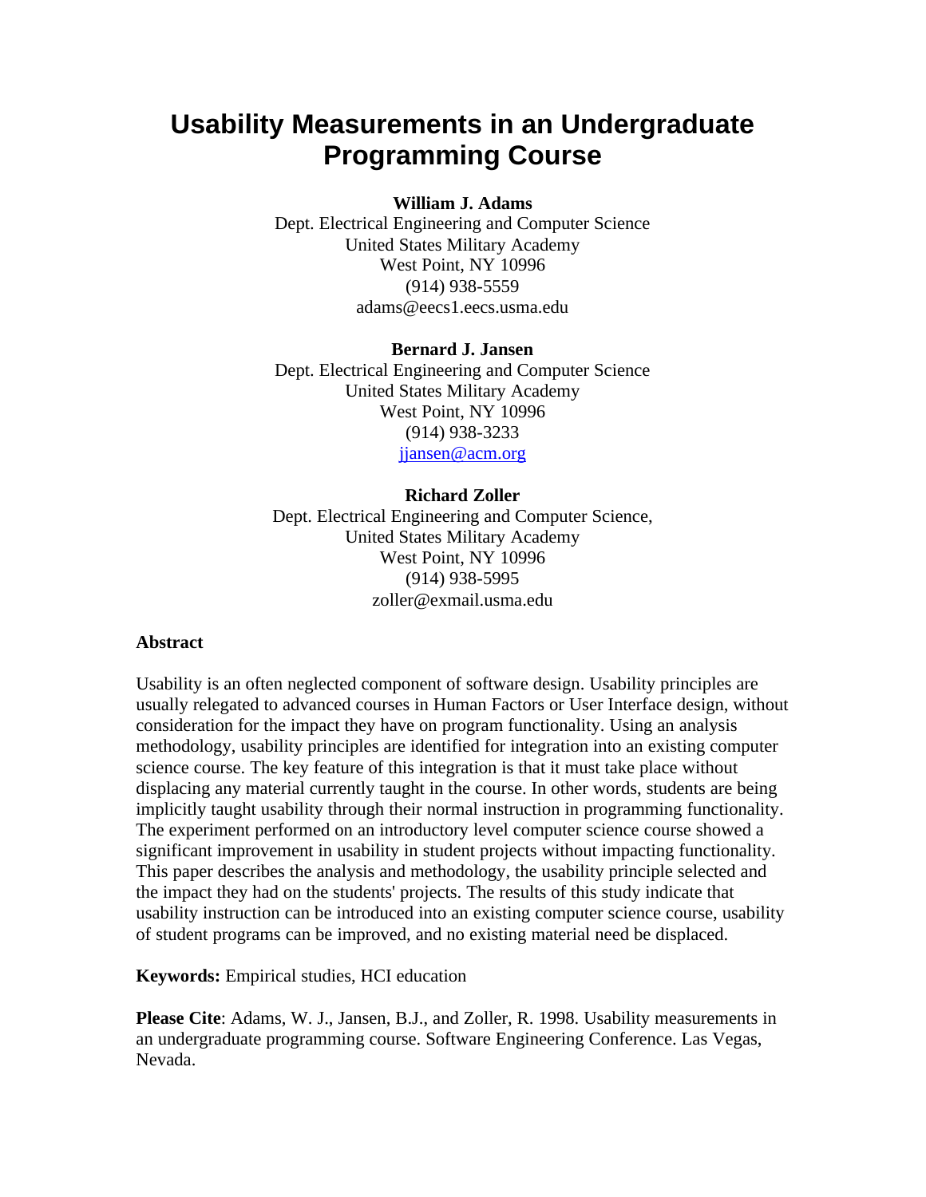# Usability Measurements in an Undergraduate Programming Course

**William J. Adams**
Dept. Electrical Engineering and Computer Science
United States Military Academy
West Point, NY 10996
(914) 938-5559
adams@eecs1.eecs.usma.edu

**Bernard J. Jansen**
Dept. Electrical Engineering and Computer Science
United States Military Academy
West Point, NY 10996
(914) 938-3233
jjansen@acm.org

**Richard Zoller**
Dept. Electrical Engineering and Computer Science,
United States Military Academy
West Point, NY 10996
(914) 938-5995
zoller@exmail.usma.edu

**Abstract**

Usability is an often neglected component of software design. Usability principles are usually relegated to advanced courses in Human Factors or User Interface design, without consideration for the impact they have on program functionality. Using an analysis methodology, usability principles are identified for integration into an existing computer science course. The key feature of this integration is that it must take place without displacing any material currently taught in the course. In other words, students are being implicitly taught usability through their normal instruction in programming functionality. The experiment performed on an introductory level computer science course showed a significant improvement in usability in student projects without impacting functionality. This paper describes the analysis and methodology, the usability principle selected and the impact they had on the students' projects. The results of this study indicate that usability instruction can be introduced into an existing computer science course, usability of student programs can be improved, and no existing material need be displaced.

**Keywords:** Empirical studies, HCI education

**Please Cite**: Adams, W. J., Jansen, B.J., and Zoller, R. 1998. Usability measurements in an undergraduate programming course. Software Engineering Conference. Las Vegas, Nevada.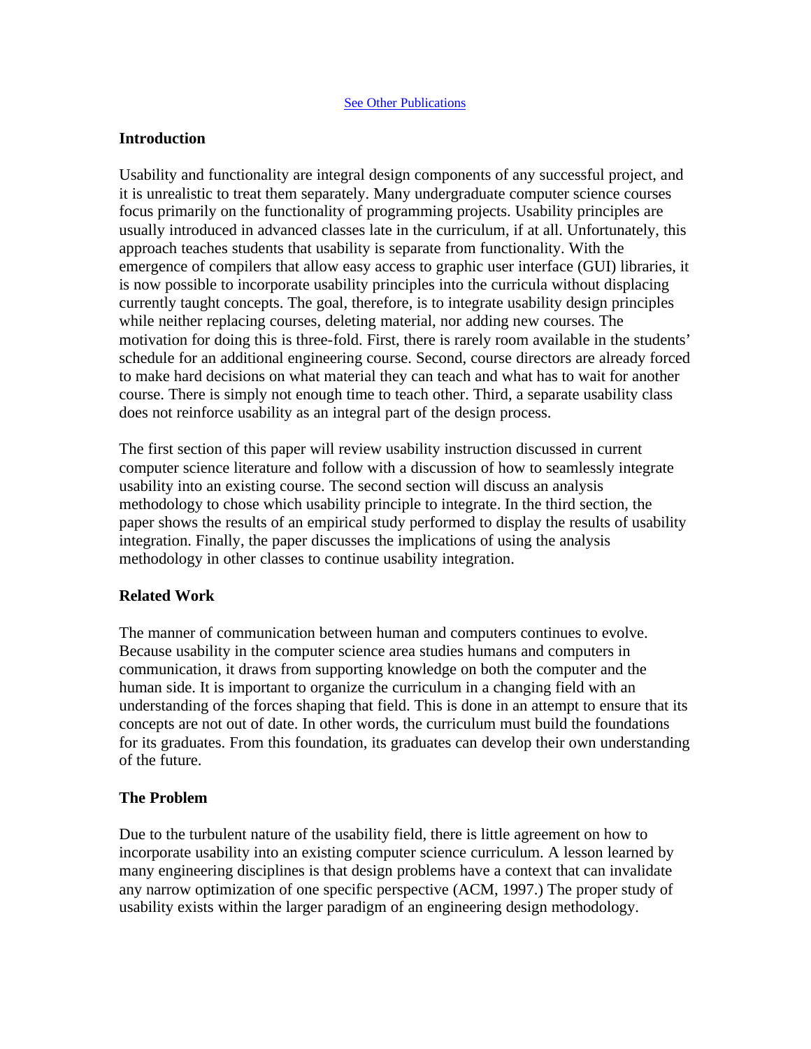[See Other Publications]()

## Introduction

Usability and functionality are integral design components of any successful project, and it is unrealistic to treat them separately. Many undergraduate computer science courses focus primarily on the functionality of programming projects. Usability principles are usually introduced in advanced classes late in the curriculum, if at all. Unfortunately, this approach teaches students that usability is separate from functionality. With the emergence of compilers that allow easy access to graphic user interface (GUI) libraries, it is now possible to incorporate usability principles into the curricula without displacing currently taught concepts. The goal, therefore, is to integrate usability design principles while neither replacing courses, deleting material, nor adding new courses. The motivation for doing this is three-fold. First, there is rarely room available in the students' schedule for an additional engineering course. Second, course directors are already forced to make hard decisions on what material they can teach and what has to wait for another course. There is simply not enough time to teach other. Third, a separate usability class does not reinforce usability as an integral part of the design process.

The first section of this paper will review usability instruction discussed in current computer science literature and follow with a discussion of how to seamlessly integrate usability into an existing course. The second section will discuss an analysis methodology to chose which usability principle to integrate. In the third section, the paper shows the results of an empirical study performed to display the results of usability integration. Finally, the paper discusses the implications of using the analysis methodology in other classes to continue usability integration.

## Related Work

The manner of communication between human and computers continues to evolve. Because usability in the computer science area studies humans and computers in communication, it draws from supporting knowledge on both the computer and the human side. It is important to organize the curriculum in a changing field with an understanding of the forces shaping that field. This is done in an attempt to ensure that its concepts are not out of date. In other words, the curriculum must build the foundations for its graduates. From this foundation, its graduates can develop their own understanding of the future.

## The Problem

Due to the turbulent nature of the usability field, there is little agreement on how to incorporate usability into an existing computer science curriculum. A lesson learned by many engineering disciplines is that design problems have a context that can invalidate any narrow optimization of one specific perspective (ACM, 1997.) The proper study of usability exists within the larger paradigm of an engineering design methodology.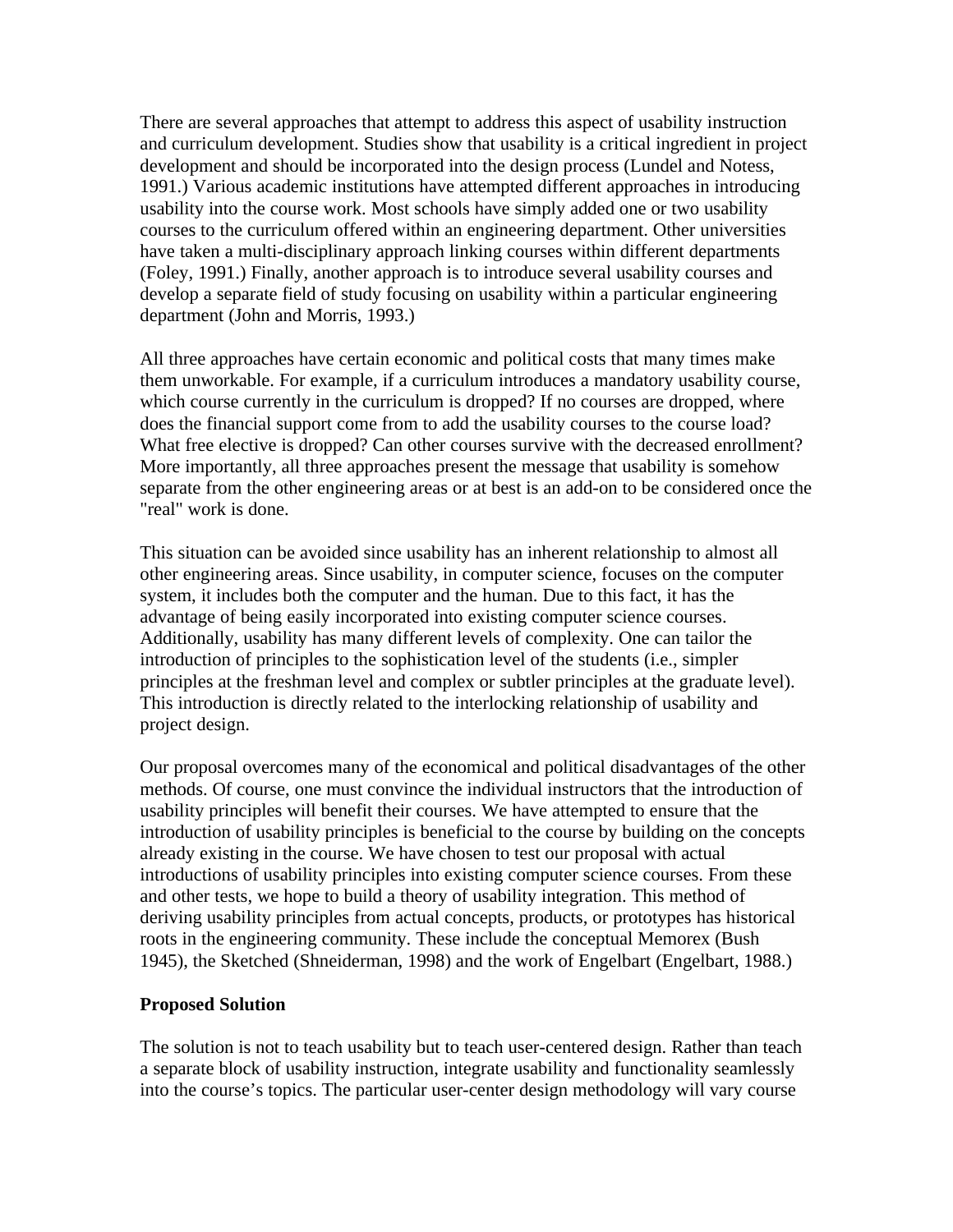There are several approaches that attempt to address this aspect of usability instruction and curriculum development. Studies show that usability is a critical ingredient in project development and should be incorporated into the design process (Lundel and Notess, 1991.) Various academic institutions have attempted different approaches in introducing usability into the course work. Most schools have simply added one or two usability courses to the curriculum offered within an engineering department. Other universities have taken a multi-disciplinary approach linking courses within different departments (Foley, 1991.) Finally, another approach is to introduce several usability courses and develop a separate field of study focusing on usability within a particular engineering department (John and Morris, 1993.)

All three approaches have certain economic and political costs that many times make them unworkable. For example, if a curriculum introduces a mandatory usability course, which course currently in the curriculum is dropped? If no courses are dropped, where does the financial support come from to add the usability courses to the course load? What free elective is dropped? Can other courses survive with the decreased enrollment? More importantly, all three approaches present the message that usability is somehow separate from the other engineering areas or at best is an add-on to be considered once the "real" work is done.

This situation can be avoided since usability has an inherent relationship to almost all other engineering areas. Since usability, in computer science, focuses on the computer system, it includes both the computer and the human. Due to this fact, it has the advantage of being easily incorporated into existing computer science courses. Additionally, usability has many different levels of complexity. One can tailor the introduction of principles to the sophistication level of the students (i.e., simpler principles at the freshman level and complex or subtler principles at the graduate level). This introduction is directly related to the interlocking relationship of usability and project design.

Our proposal overcomes many of the economical and political disadvantages of the other methods. Of course, one must convince the individual instructors that the introduction of usability principles will benefit their courses. We have attempted to ensure that the introduction of usability principles is beneficial to the course by building on the concepts already existing in the course. We have chosen to test our proposal with actual introductions of usability principles into existing computer science courses. From these and other tests, we hope to build a theory of usability integration. This method of deriving usability principles from actual concepts, products, or prototypes has historical roots in the engineering community. These include the conceptual Memorex (Bush 1945), the Sketched (Shneiderman, 1998) and the work of Engelbart (Engelbart, 1988.)

**Proposed Solution**

The solution is not to teach usability but to teach user-centered design. Rather than teach a separate block of usability instruction, integrate usability and functionality seamlessly into the course's topics. The particular user-center design methodology will vary course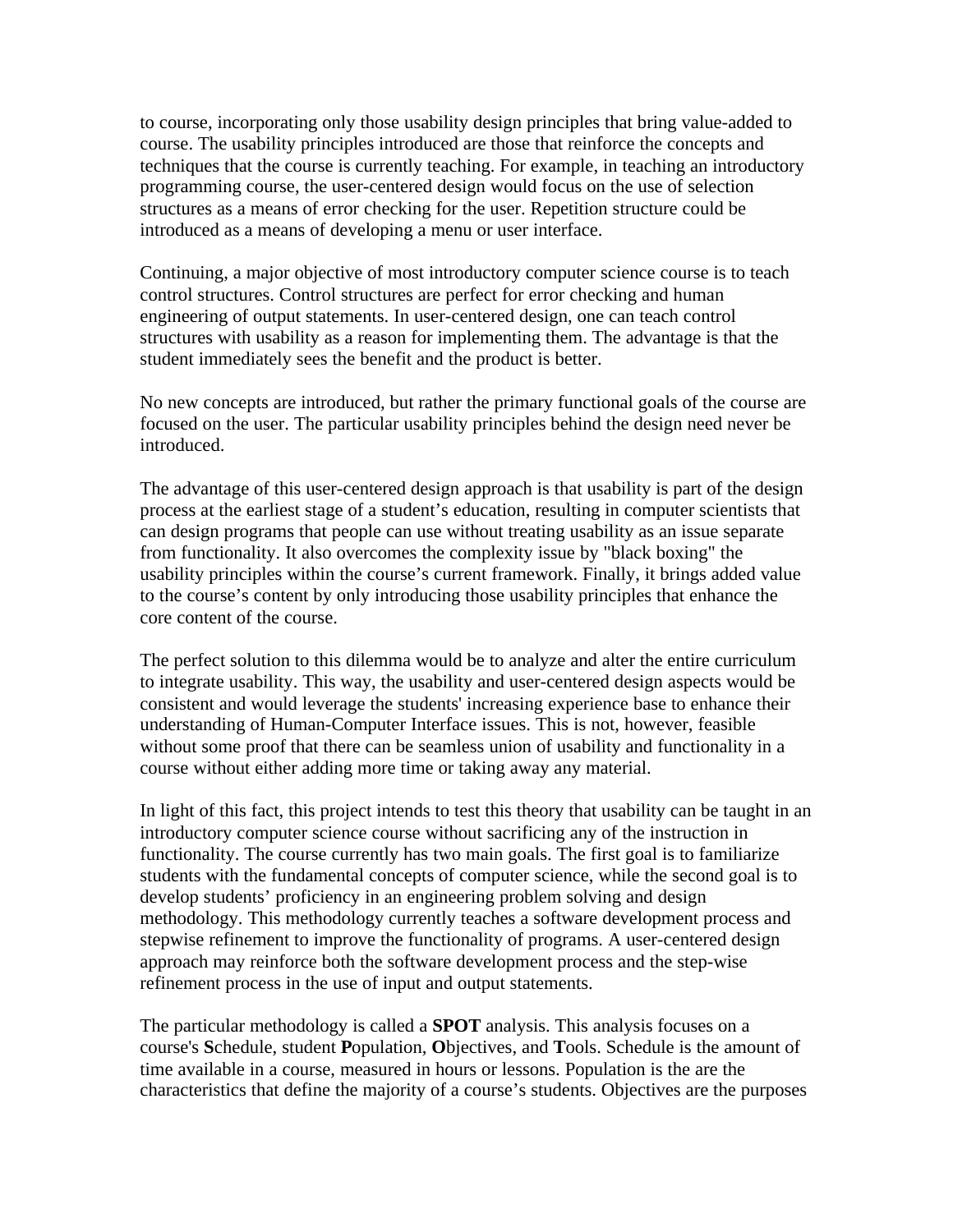to course, incorporating only those usability design principles that bring value-added to course. The usability principles introduced are those that reinforce the concepts and techniques that the course is currently teaching. For example, in teaching an introductory programming course, the user-centered design would focus on the use of selection structures as a means of error checking for the user. Repetition structure could be introduced as a means of developing a menu or user interface.

Continuing, a major objective of most introductory computer science course is to teach control structures. Control structures are perfect for error checking and human engineering of output statements. In user-centered design, one can teach control structures with usability as a reason for implementing them. The advantage is that the student immediately sees the benefit and the product is better.

No new concepts are introduced, but rather the primary functional goals of the course are focused on the user. The particular usability principles behind the design need never be introduced.

The advantage of this user-centered design approach is that usability is part of the design process at the earliest stage of a student's education, resulting in computer scientists that can design programs that people can use without treating usability as an issue separate from functionality. It also overcomes the complexity issue by "black boxing" the usability principles within the course's current framework. Finally, it brings added value to the course's content by only introducing those usability principles that enhance the core content of the course.

The perfect solution to this dilemma would be to analyze and alter the entire curriculum to integrate usability. This way, the usability and user-centered design aspects would be consistent and would leverage the students' increasing experience base to enhance their understanding of Human-Computer Interface issues. This is not, however, feasible without some proof that there can be seamless union of usability and functionality in a course without either adding more time or taking away any material.

In light of this fact, this project intends to test this theory that usability can be taught in an introductory computer science course without sacrificing any of the instruction in functionality. The course currently has two main goals. The first goal is to familiarize students with the fundamental concepts of computer science, while the second goal is to develop students' proficiency in an engineering problem solving and design methodology. This methodology currently teaches a software development process and stepwise refinement to improve the functionality of programs. A user-centered design approach may reinforce both the software development process and the step-wise refinement process in the use of input and output statements.

The particular methodology is called a **SPOT** analysis. This analysis focuses on a course's **S**chedule, student **P**opulation, **O**bjectives, and **T**ools. Schedule is the amount of time available in a course, measured in hours or lessons. Population is the are the characteristics that define the majority of a course's students. Objectives are the purposes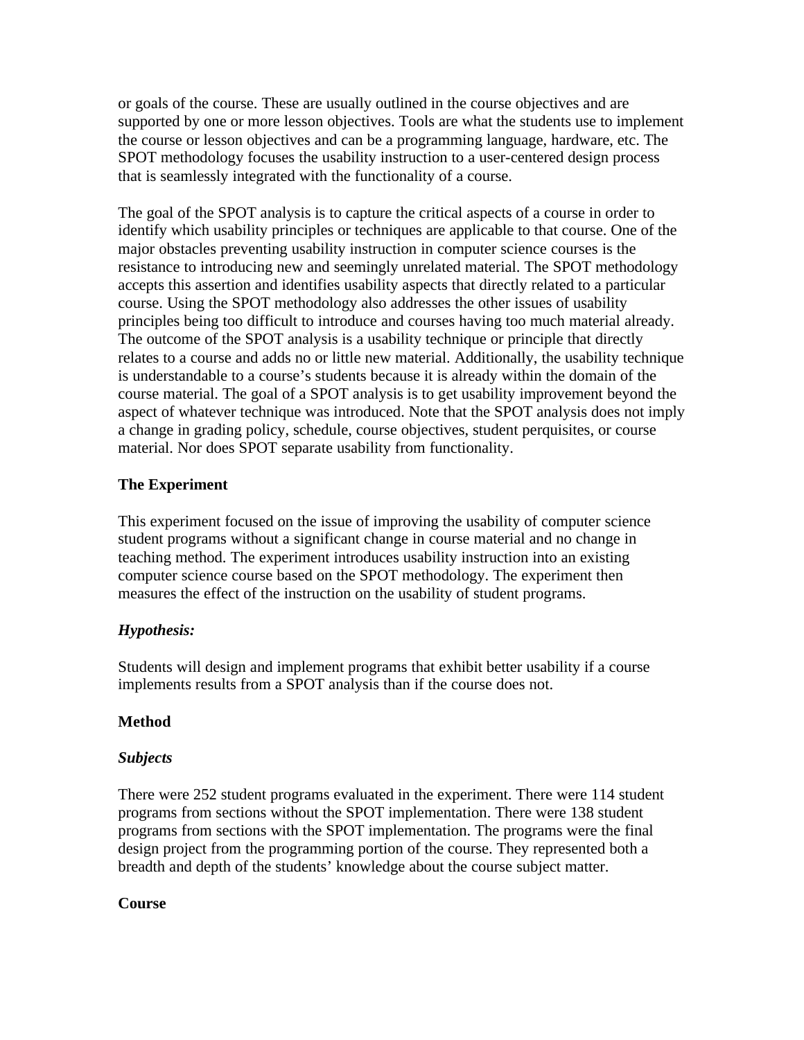or goals of the course. These are usually outlined in the course objectives and are supported by one or more lesson objectives. Tools are what the students use to implement the course or lesson objectives and can be a programming language, hardware, etc. The SPOT methodology focuses the usability instruction to a user-centered design process that is seamlessly integrated with the functionality of a course.

The goal of the SPOT analysis is to capture the critical aspects of a course in order to identify which usability principles or techniques are applicable to that course. One of the major obstacles preventing usability instruction in computer science courses is the resistance to introducing new and seemingly unrelated material. The SPOT methodology accepts this assertion and identifies usability aspects that directly related to a particular course. Using the SPOT methodology also addresses the other issues of usability principles being too difficult to introduce and courses having too much material already. The outcome of the SPOT analysis is a usability technique or principle that directly relates to a course and adds no or little new material. Additionally, the usability technique is understandable to a course's students because it is already within the domain of the course material. The goal of a SPOT analysis is to get usability improvement beyond the aspect of whatever technique was introduced. Note that the SPOT analysis does not imply a change in grading policy, schedule, course objectives, student perquisites, or course material. Nor does SPOT separate usability from functionality.

## The Experiment

This experiment focused on the issue of improving the usability of computer science student programs without a significant change in course material and no change in teaching method. The experiment introduces usability instruction into an existing computer science course based on the SPOT methodology. The experiment then measures the effect of the instruction on the usability of student programs.

### *Hypothesis:*

Students will design and implement programs that exhibit better usability if a course implements results from a SPOT analysis than if the course does not.

## Method

### *Subjects*

There were 252 student programs evaluated in the experiment. There were 114 student programs from sections without the SPOT implementation. There were 138 student programs from sections with the SPOT implementation. The programs were the final design project from the programming portion of the course. They represented both a breadth and depth of the students' knowledge about the course subject matter.

### Course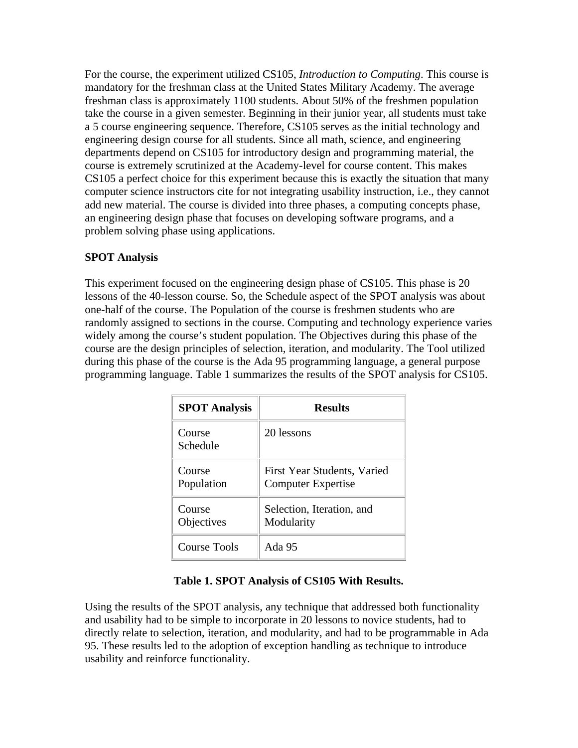For the course, the experiment utilized CS105, *Introduction to Computing*. This course is mandatory for the freshman class at the United States Military Academy. The average freshman class is approximately 1100 students. About 50% of the freshmen population take the course in a given semester. Beginning in their junior year, all students must take a 5 course engineering sequence. Therefore, CS105 serves as the initial technology and engineering design course for all students. Since all math, science, and engineering departments depend on CS105 for introductory design and programming material, the course is extremely scrutinized at the Academy-level for course content. This makes CS105 a perfect choice for this experiment because this is exactly the situation that many computer science instructors cite for not integrating usability instruction, i.e., they cannot add new material. The course is divided into three phases, a computing concepts phase, an engineering design phase that focuses on developing software programs, and a problem solving phase using applications.

**SPOT Analysis**

This experiment focused on the engineering design phase of CS105. This phase is 20 lessons of the 40-lesson course. So, the Schedule aspect of the SPOT analysis was about one-half of the course. The Population of the course is freshmen students who are randomly assigned to sections in the course. Computing and technology experience varies widely among the course's student population. The Objectives during this phase of the course are the design principles of selection, iteration, and modularity. The Tool utilized during this phase of the course is the Ada 95 programming language, a general purpose programming language. Table 1 summarizes the results of the SPOT analysis for CS105.

| SPOT Analysis | Results |
|---|---|
| Course Schedule | 20 lessons |
| Course Population | First Year Students, Varied Computer Expertise |
| Course Objectives | Selection, Iteration, and Modularity |
| Course Tools | Ada 95 |

**Table 1. SPOT Analysis of CS105 With Results.**

Using the results of the SPOT analysis, any technique that addressed both functionality and usability had to be simple to incorporate in 20 lessons to novice students, had to directly relate to selection, iteration, and modularity, and had to be programmable in Ada 95. These results led to the adoption of exception handling as technique to introduce usability and reinforce functionality.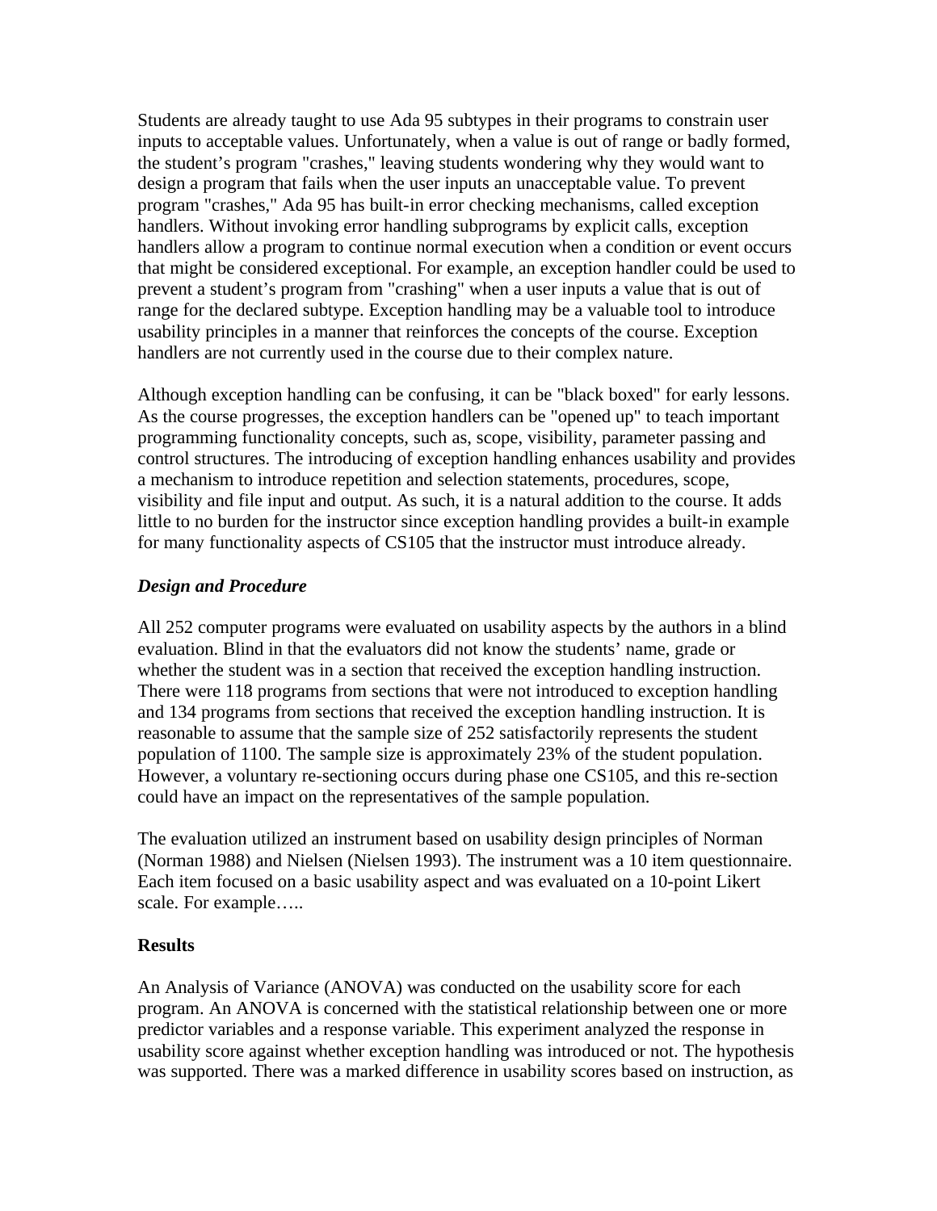Students are already taught to use Ada 95 subtypes in their programs to constrain user inputs to acceptable values. Unfortunately, when a value is out of range or badly formed, the student's program "crashes," leaving students wondering why they would want to design a program that fails when the user inputs an unacceptable value. To prevent program "crashes," Ada 95 has built-in error checking mechanisms, called exception handlers. Without invoking error handling subprograms by explicit calls, exception handlers allow a program to continue normal execution when a condition or event occurs that might be considered exceptional. For example, an exception handler could be used to prevent a student's program from "crashing" when a user inputs a value that is out of range for the declared subtype. Exception handling may be a valuable tool to introduce usability principles in a manner that reinforces the concepts of the course. Exception handlers are not currently used in the course due to their complex nature.

Although exception handling can be confusing, it can be "black boxed" for early lessons. As the course progresses, the exception handlers can be "opened up" to teach important programming functionality concepts, such as, scope, visibility, parameter passing and control structures. The introducing of exception handling enhances usability and provides a mechanism to introduce repetition and selection statements, procedures, scope, visibility and file input and output. As such, it is a natural addition to the course. It adds little to no burden for the instructor since exception handling provides a built-in example for many functionality aspects of CS105 that the instructor must introduce already.

### *Design and Procedure*

All 252 computer programs were evaluated on usability aspects by the authors in a blind evaluation. Blind in that the evaluators did not know the students' name, grade or whether the student was in a section that received the exception handling instruction. There were 118 programs from sections that were not introduced to exception handling and 134 programs from sections that received the exception handling instruction. It is reasonable to assume that the sample size of 252 satisfactorily represents the student population of 1100. The sample size is approximately 23% of the student population. However, a voluntary re-sectioning occurs during phase one CS105, and this re-section could have an impact on the representatives of the sample population.

The evaluation utilized an instrument based on usability design principles of Norman (Norman 1988) and Nielsen (Nielsen 1993). The instrument was a 10 item questionnaire. Each item focused on a basic usability aspect and was evaluated on a 10-point Likert scale. For example…..

### **Results**

An Analysis of Variance (ANOVA) was conducted on the usability score for each program. An ANOVA is concerned with the statistical relationship between one or more predictor variables and a response variable. This experiment analyzed the response in usability score against whether exception handling was introduced or not. The hypothesis was supported. There was a marked difference in usability scores based on instruction, as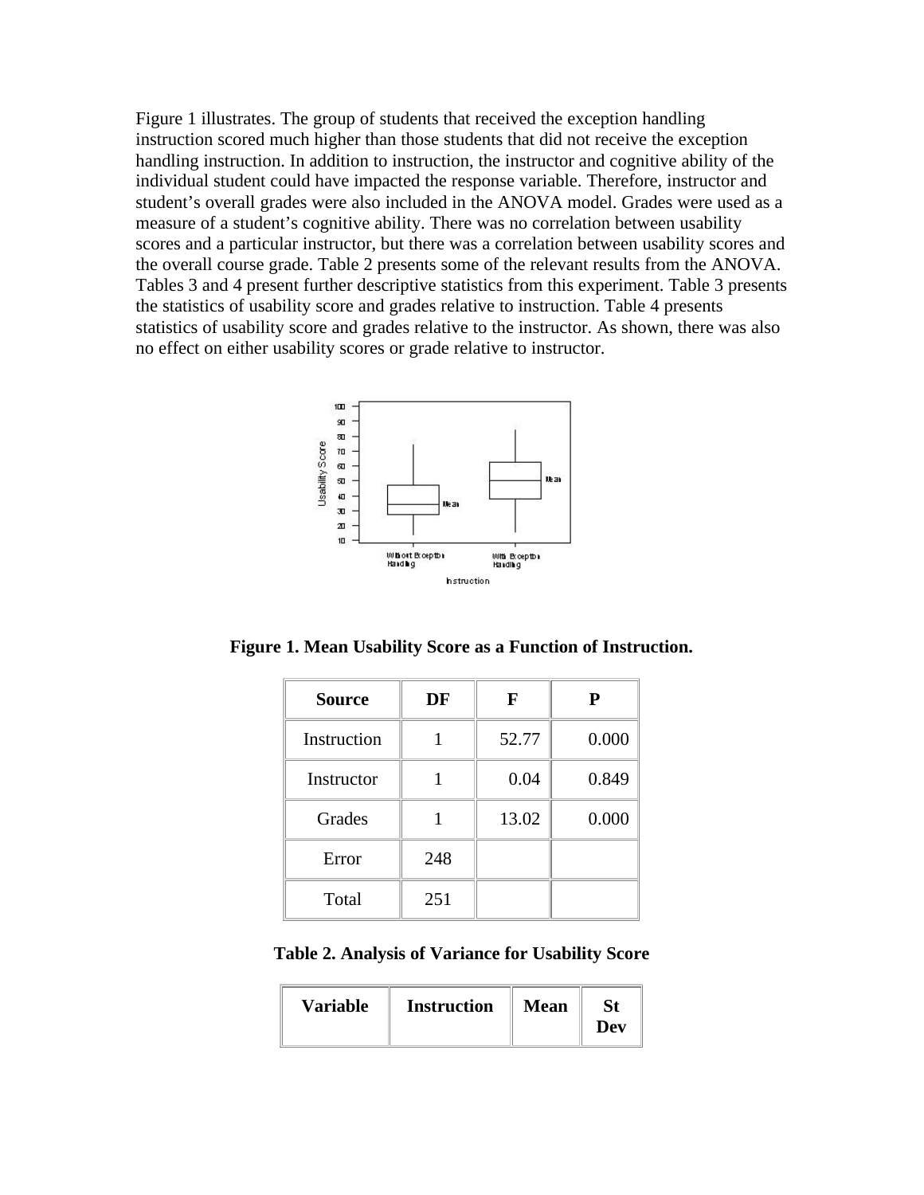Figure 1 illustrates. The group of students that received the exception handling instruction scored much higher than those students that did not receive the exception handling instruction. In addition to instruction, the instructor and cognitive ability of the individual student could have impacted the response variable. Therefore, instructor and student's overall grades were also included in the ANOVA model. Grades were used as a measure of a student's cognitive ability. There was no correlation between usability scores and a particular instructor, but there was a correlation between usability scores and the overall course grade. Table 2 presents some of the relevant results from the ANOVA. Tables 3 and 4 present further descriptive statistics from this experiment. Table 3 presents the statistics of usability score and grades relative to instruction. Table 4 presents statistics of usability score and grades relative to the instructor. As shown, there was also no effect on either usability scores or grade relative to instructor.

**Figure 1. Mean Usability Score as a Function of Instruction.**

| Source | DF | F | P |
|---|---|---|---|
| Instruction | 1 | 52.77 | 0.000 |
| Instructor | 1 | 0.04 | 0.849 |
| Grades | 1 | 13.02 | 0.000 |
| Error | 248 | | |
| Total | 251 | | |

**Table 2. Analysis of Variance for Usability Score**

| Variable | Instruction | Mean | St Dev |
|---|---|---|---|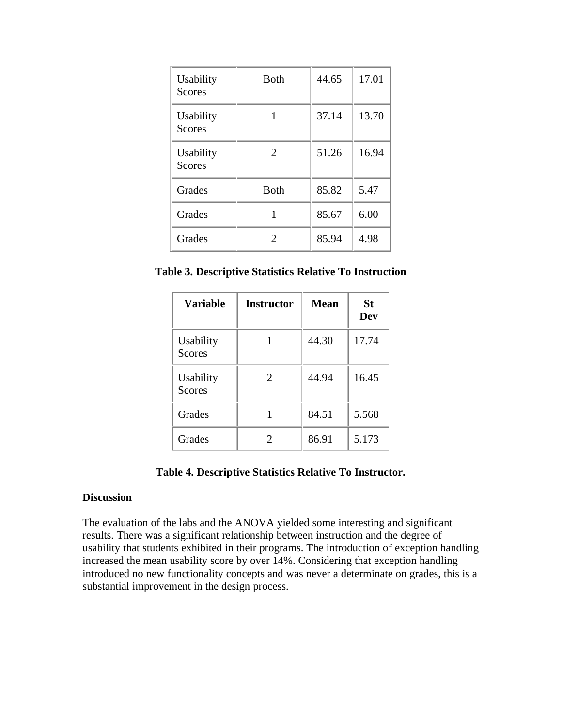| Usability Scores | Both | 44.65 | 17.01 |
|---|---|---|---|
| Usability Scores | 1 | 37.14 | 13.70 |
| Usability Scores | 2 | 51.26 | 16.94 |
| Grades | Both | 85.82 | 5.47 |
| Grades | 1 | 85.67 | 6.00 |
| Grades | 2 | 85.94 | 4.98 |

**Table 3. Descriptive Statistics Relative To Instruction**

| Variable | Instructor | Mean | St Dev |
|---|---|---|---|
| Usability Scores | 1 | 44.30 | 17.74 |
| Usability Scores | 2 | 44.94 | 16.45 |
| Grades | 1 | 84.51 | 5.568 |
| Grades | 2 | 86.91 | 5.173 |

**Table 4. Descriptive Statistics Relative To Instructor.**

**Discussion**

The evaluation of the labs and the ANOVA yielded some interesting and significant results. There was a significant relationship between instruction and the degree of usability that students exhibited in their programs. The introduction of exception handling increased the mean usability score by over 14%. Considering that exception handling introduced no new functionality concepts and was never a determinate on grades, this is a substantial improvement in the design process.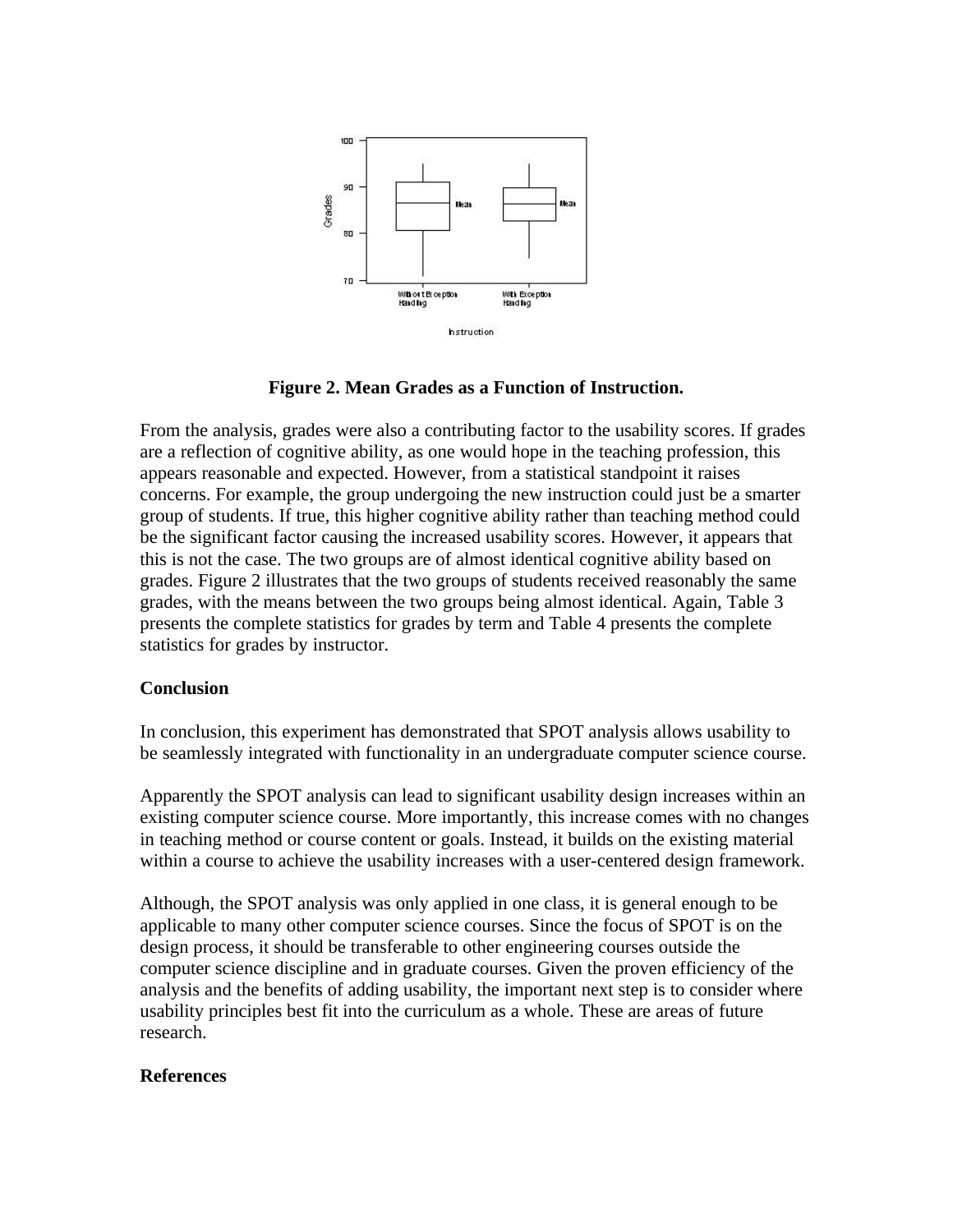**Figure 2. Mean Grades as a Function of Instruction.**

From the analysis, grades were also a contributing factor to the usability scores. If grades are a reflection of cognitive ability, as one would hope in the teaching profession, this appears reasonable and expected. However, from a statistical standpoint it raises concerns. For example, the group undergoing the new instruction could just be a smarter group of students. If true, this higher cognitive ability rather than teaching method could be the significant factor causing the increased usability scores. However, it appears that this is not the case. The two groups are of almost identical cognitive ability based on grades. Figure 2 illustrates that the two groups of students received reasonably the same grades, with the means between the two groups being almost identical. Again, Table 3 presents the complete statistics for grades by term and Table 4 presents the complete statistics for grades by instructor.

**Conclusion**

In conclusion, this experiment has demonstrated that SPOT analysis allows usability to be seamlessly integrated with functionality in an undergraduate computer science course.

Apparently the SPOT analysis can lead to significant usability design increases within an existing computer science course. More importantly, this increase comes with no changes in teaching method or course content or goals. Instead, it builds on the existing material within a course to achieve the usability increases with a user-centered design framework.

Although, the SPOT analysis was only applied in one class, it is general enough to be applicable to many other computer science courses. Since the focus of SPOT is on the design process, it should be transferable to other engineering courses outside the computer science discipline and in graduate courses. Given the proven efficiency of the analysis and the benefits of adding usability, the important next step is to consider where usability principles best fit into the curriculum as a whole. These are areas of future research.

**References**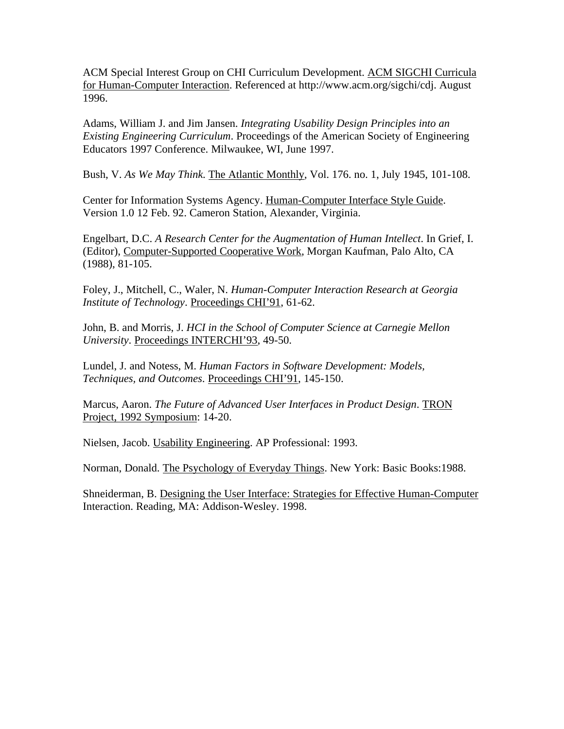ACM Special Interest Group on CHI Curriculum Development. ACM SIGCHI Curricula for Human-Computer Interaction. Referenced at http://www.acm.org/sigchi/cdj. August 1996.

Adams, William J. and Jim Jansen. *Integrating Usability Design Principles into an Existing Engineering Curriculum*. Proceedings of the American Society of Engineering Educators 1997 Conference. Milwaukee, WI, June 1997.

Bush, V. *As We May Think*. The Atlantic Monthly, Vol. 176. no. 1, July 1945, 101-108.

Center for Information Systems Agency. Human-Computer Interface Style Guide. Version 1.0 12 Feb. 92. Cameron Station, Alexander, Virginia.

Engelbart, D.C. *A Research Center for the Augmentation of Human Intellect*. In Grief, I. (Editor), Computer-Supported Cooperative Work, Morgan Kaufman, Palo Alto, CA (1988), 81-105.

Foley, J., Mitchell, C., Waler, N. *Human-Computer Interaction Research at Georgia Institute of Technology*. Proceedings CHI'91, 61-62.

John, B. and Morris, J. *HCI in the School of Computer Science at Carnegie Mellon University*. Proceedings INTERCHI'93, 49-50.

Lundel, J. and Notess, M. *Human Factors in Software Development: Models, Techniques, and Outcomes*. Proceedings CHI'91, 145-150.

Marcus, Aaron. *The Future of Advanced User Interfaces in Product Design*. TRON Project, 1992 Symposium: 14-20.

Nielsen, Jacob. Usability Engineering. AP Professional: 1993.

Norman, Donald. The Psychology of Everyday Things. New York: Basic Books:1988.

Shneiderman, B. Designing the User Interface: Strategies for Effective Human-Computer Interaction. Reading, MA: Addison-Wesley. 1998.